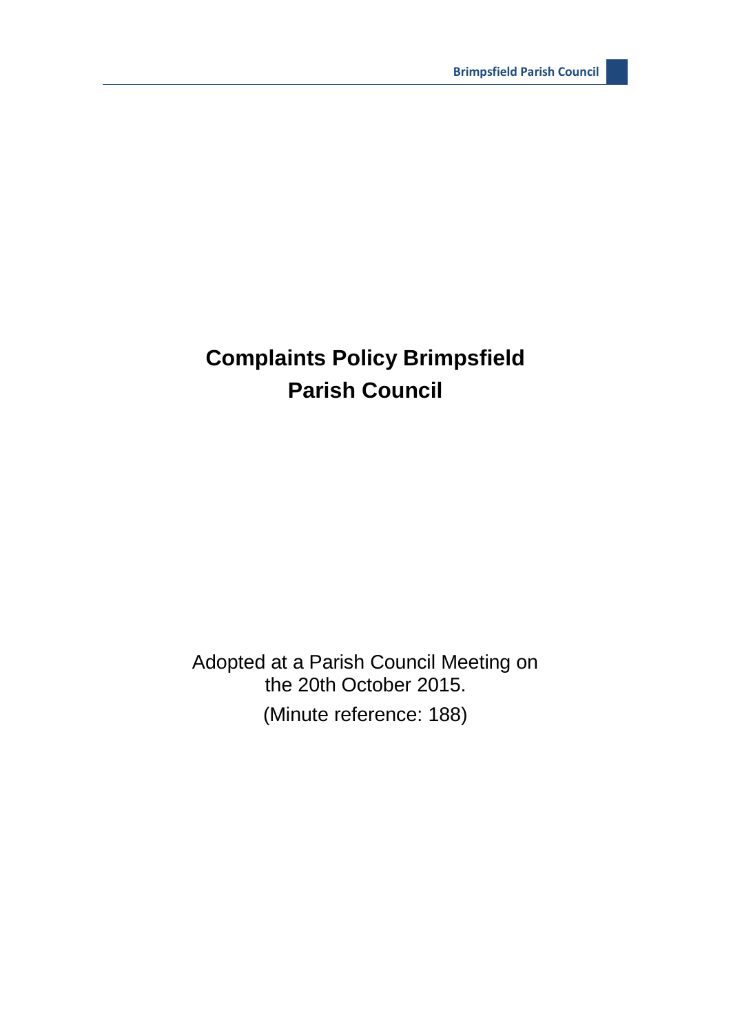# Complaints Policy Brimpsfield Parish Council

Adopted at a Parish Council Meeting on the 20th October 2015.

(Minute reference: 188)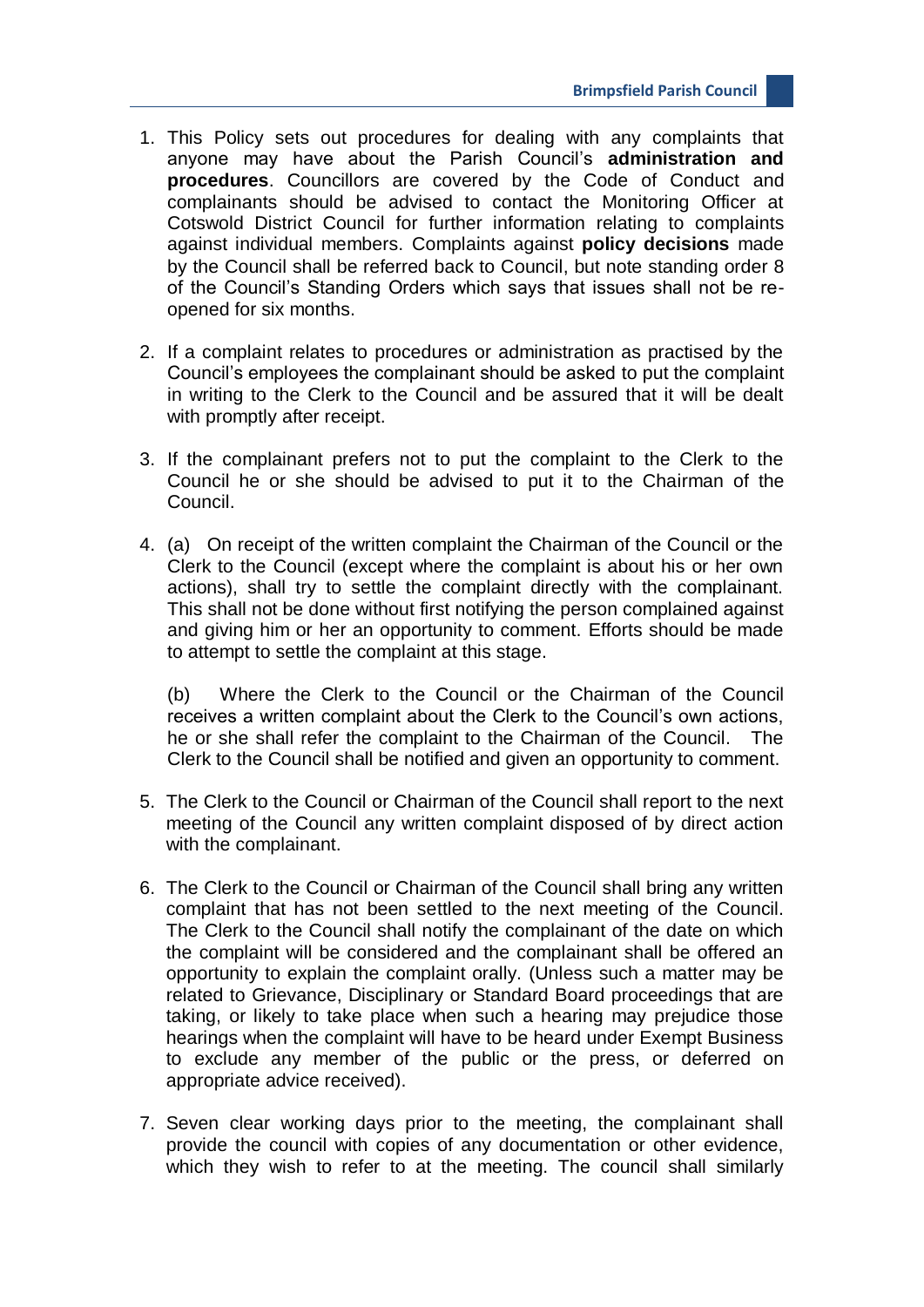1. This Policy sets out procedures for dealing with any complaints that anyone may have about the Parish Council's **administration and procedures**. Councillors are covered by the Code of Conduct and complainants should be advised to contact the Monitoring Officer at Cotswold District Council for further information relating to complaints against individual members. Complaints against **policy decisions** made by the Council shall be referred back to Council, but note standing order 8 of the Council's Standing Orders which says that issues shall not be re-opened for six months.

2. If a complaint relates to procedures or administration as practised by the Council's employees the complainant should be asked to put the complaint in writing to the Clerk to the Council and be assured that it will be dealt with promptly after receipt.

3. If the complainant prefers not to put the complaint to the Clerk to the Council he or she should be advised to put it to the Chairman of the Council.

4. (a) On receipt of the written complaint the Chairman of the Council or the Clerk to the Council (except where the complaint is about his or her own actions), shall try to settle the complaint directly with the complainant. This shall not be done without first notifying the person complained against and giving him or her an opportunity to comment. Efforts should be made to attempt to settle the complaint at this stage.

   (b) Where the Clerk to the Council or the Chairman of the Council receives a written complaint about the Clerk to the Council's own actions, he or she shall refer the complaint to the Chairman of the Council. The Clerk to the Council shall be notified and given an opportunity to comment.

5. The Clerk to the Council or Chairman of the Council shall report to the next meeting of the Council any written complaint disposed of by direct action with the complainant.

6. The Clerk to the Council or Chairman of the Council shall bring any written complaint that has not been settled to the next meeting of the Council. The Clerk to the Council shall notify the complainant of the date on which the complaint will be considered and the complainant shall be offered an opportunity to explain the complaint orally. (Unless such a matter may be related to Grievance, Disciplinary or Standard Board proceedings that are taking, or likely to take place when such a hearing may prejudice those hearings when the complaint will have to be heard under Exempt Business to exclude any member of the public or the press, or deferred on appropriate advice received).

7. Seven clear working days prior to the meeting, the complainant shall provide the council with copies of any documentation or other evidence, which they wish to refer to at the meeting. The council shall similarly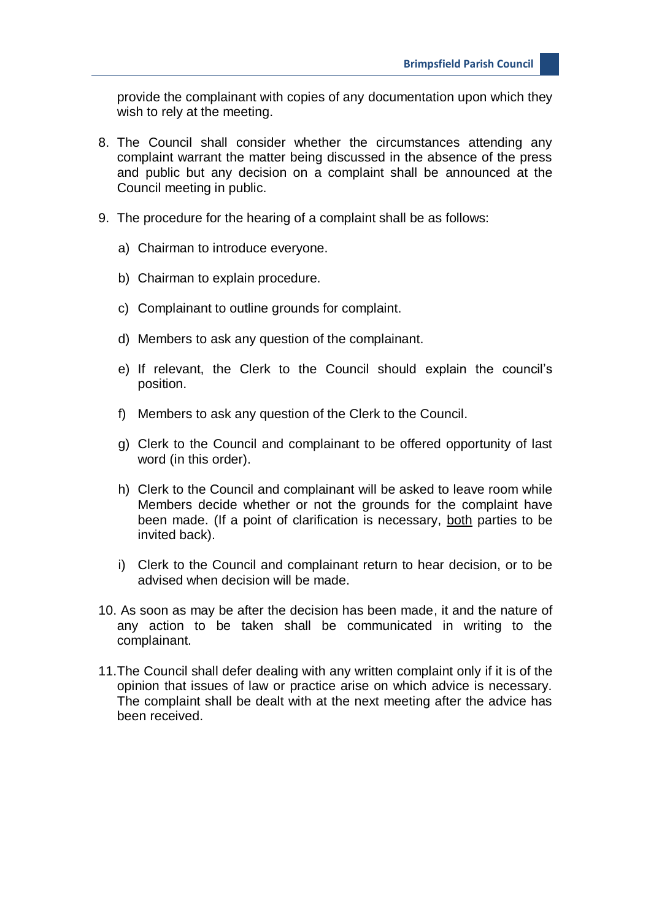provide the complainant with copies of any documentation upon which they wish to rely at the meeting.

8. The Council shall consider whether the circumstances attending any complaint warrant the matter being discussed in the absence of the press and public but any decision on a complaint shall be announced at the Council meeting in public.

9. The procedure for the hearing of a complaint shall be as follows:

   a) Chairman to introduce everyone.

   b) Chairman to explain procedure.

   c) Complainant to outline grounds for complaint.

   d) Members to ask any question of the complainant.

   e) If relevant, the Clerk to the Council should explain the council's position.

   f) Members to ask any question of the Clerk to the Council.

   g) Clerk to the Council and complainant to be offered opportunity of last word (in this order).

   h) Clerk to the Council and complainant will be asked to leave room while Members decide whether or not the grounds for the complaint have been made. (If a point of clarification is necessary, <u>both</u> parties to be invited back).

   i) Clerk to the Council and complainant return to hear decision, or to be advised when decision will be made.

10. As soon as may be after the decision has been made, it and the nature of any action to be taken shall be communicated in writing to the complainant.

11. The Council shall defer dealing with any written complaint only if it is of the opinion that issues of law or practice arise on which advice is necessary. The complaint shall be dealt with at the next meeting after the advice has been received.